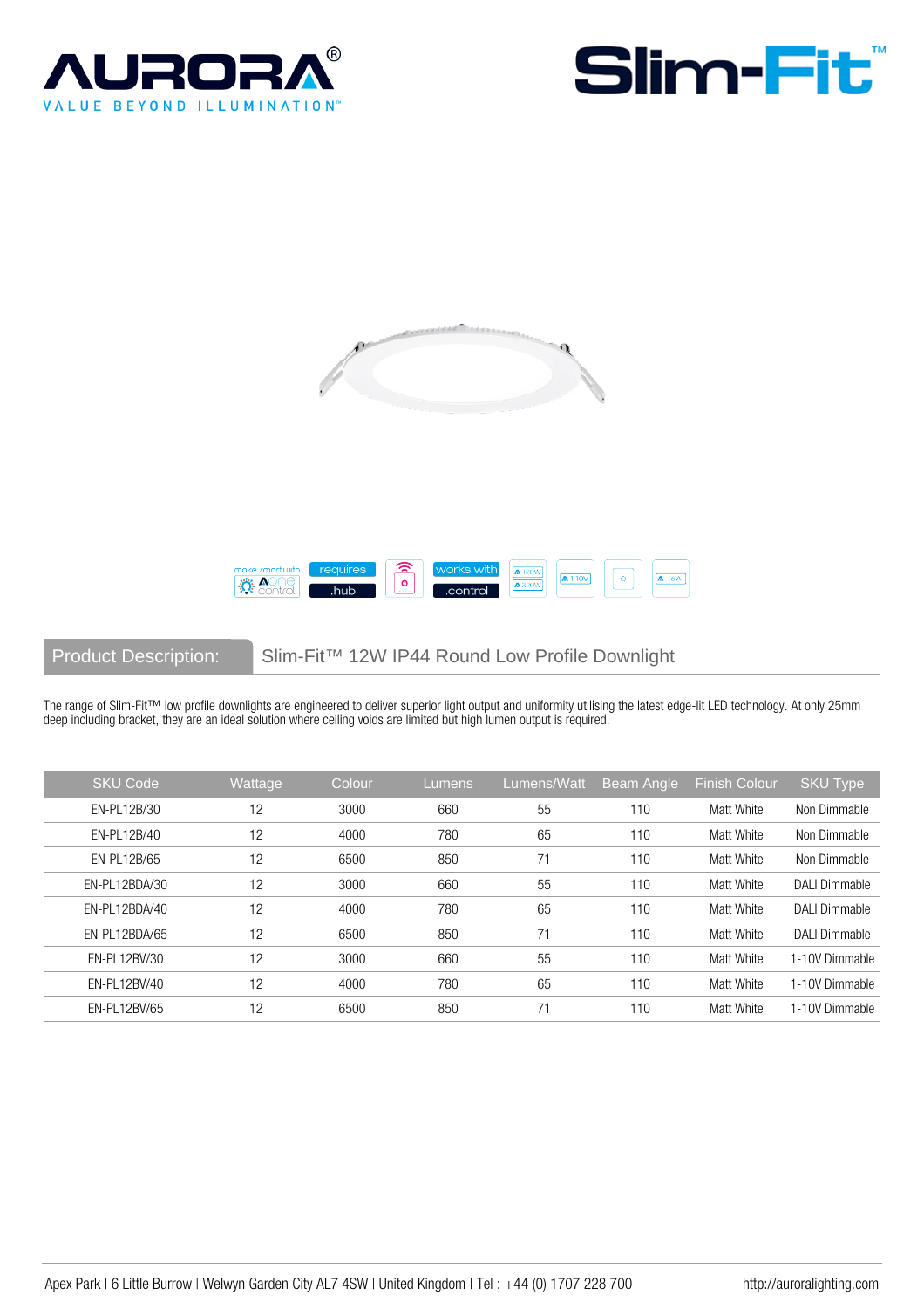# AURORA

VALUE BEYOND ILLUMINATION™

# Slim-Fit™

make smart with Aone control | requires .hub | works with .control

## Product Description: Slim-Fit™ 12W IP44 Round Low Profile Downlight

The range of Slim-Fit™ low profile downlights are engineered to deliver superior light output and uniformity utilising the latest edge-lit LED technology. At only 25mm deep including bracket, they are an ideal solution where ceiling voids are limited but high lumen output is required.

| SKU Code | Wattage | Colour | Lumens | Lumens/Watt | Beam Angle | Finish Colour | SKU Type |
|---|---|---|---|---|---|---|---|
| EN-PL12B/30 | 12 | 3000 | 660 | 55 | 110 | Matt White | Non Dimmable |
| EN-PL12B/40 | 12 | 4000 | 780 | 65 | 110 | Matt White | Non Dimmable |
| EN-PL12B/65 | 12 | 6500 | 850 | 71 | 110 | Matt White | Non Dimmable |
| EN-PL12BDA/30 | 12 | 3000 | 660 | 55 | 110 | Matt White | DALI Dimmable |
| EN-PL12BDA/40 | 12 | 4000 | 780 | 65 | 110 | Matt White | DALI Dimmable |
| EN-PL12BDA/65 | 12 | 6500 | 850 | 71 | 110 | Matt White | DALI Dimmable |
| EN-PL12BV/30 | 12 | 3000 | 660 | 55 | 110 | Matt White | 1-10V Dimmable |
| EN-PL12BV/40 | 12 | 4000 | 780 | 65 | 110 | Matt White | 1-10V Dimmable |
| EN-PL12BV/65 | 12 | 6500 | 850 | 71 | 110 | Matt White | 1-10V Dimmable |

Apex Park | 6 Little Burrow | Welwyn Garden City AL7 4SW | United Kingdom | Tel : +44 (0) 1707 228 700    http://auroralighting.com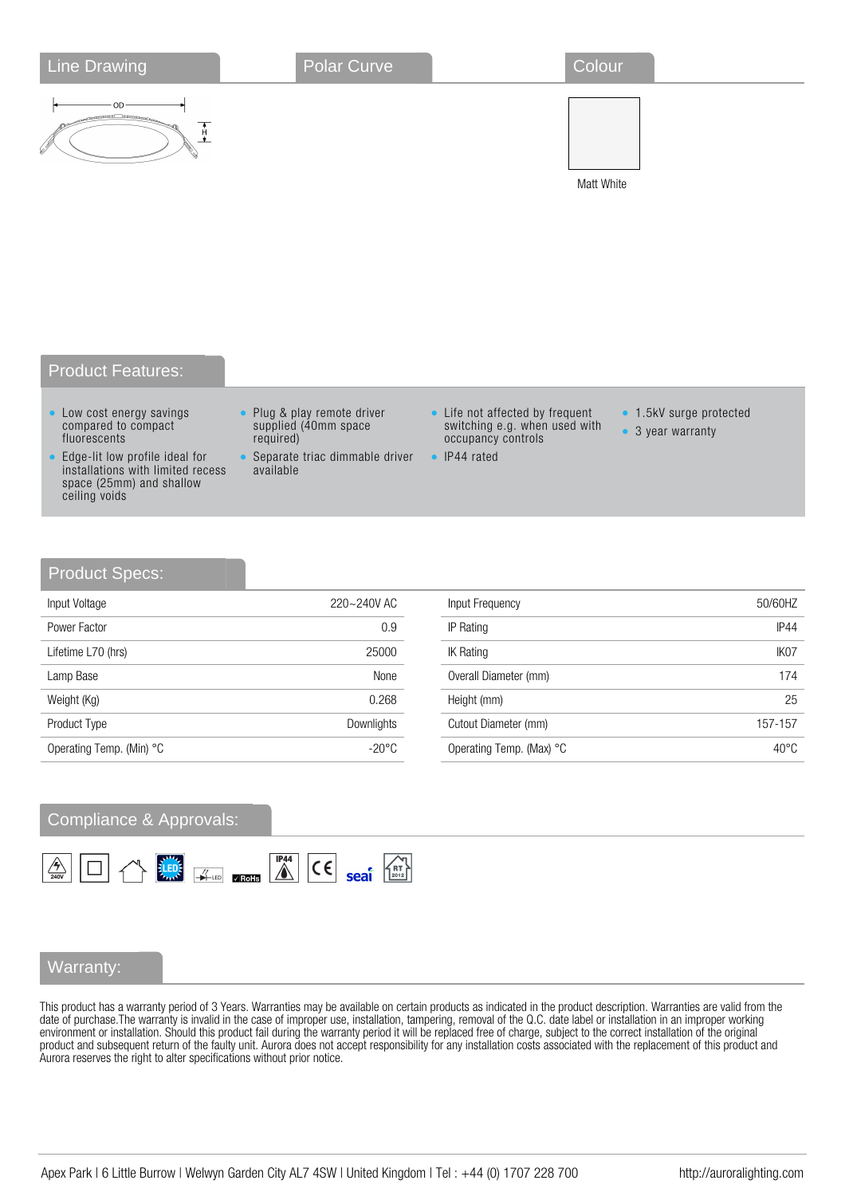## Line Drawing

OD

H

## Polar Curve

## Colour

Matt White

## Product Features:

- Low cost energy savings compared to compact fluorescents
- Edge-lit low profile ideal for installations with limited recess space (25mm) and shallow ceiling voids
- Plug & play remote driver supplied (40mm space required)
- Separate triac dimmable driver available
- Life not affected by frequent switching e.g. when used with occupancy controls
- IP44 rated
- 1.5kV surge protected
- 3 year warranty

## Product Specs:

| | | | |
|---|---|---|---|
| Input Voltage | 220~240V AC | Input Frequency | 50/60HZ |
| Power Factor | 0.9 | IP Rating | IP44 |
| Lifetime L70 (hrs) | 25000 | IK Rating | IK07 |
| Lamp Base | None | Overall Diameter (mm) | 174 |
| Weight (Kg) | 0.268 | Height (mm) | 25 |
| Product Type | Downlights | Cutout Diameter (mm) | 157-157 |
| Operating Temp. (Min) °C | -20°C | Operating Temp. (Max) °C | 40°C |

## Compliance & Approvals:

240V LED LED RoHS IP44 CE seai RT 2012

## Warranty:

This product has a warranty period of 3 Years. Warranties may be available on certain products as indicated in the product description. Warranties are valid from the date of purchase.The warranty is invalid in the case of improper use, installation, tampering, removal of the Q.C. date label or installation in an improper working environment or installation. Should this product fail during the warranty period it will be replaced free of charge, subject to the correct installation of the original product and subsequent return of the faulty unit. Aurora does not accept responsibility for any installation costs associated with the replacement of this product and Aurora reserves the right to alter specifications without prior notice.

Apex Park | 6 Little Burrow | Welwyn Garden City AL7 4SW | United Kingdom | Tel : +44 (0) 1707 228 700 http://auroralighting.com